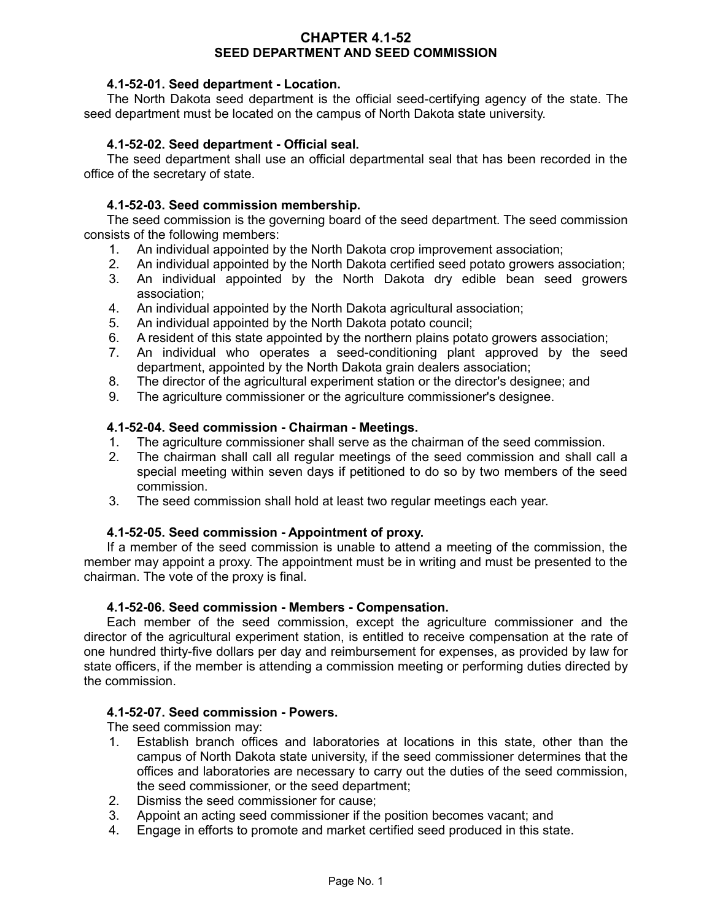# CHAPTER 4.1-52
## SEED DEPARTMENT AND SEED COMMISSION

### 4.1-52-01. Seed department - Location.

The North Dakota seed department is the official seed-certifying agency of the state. The seed department must be located on the campus of North Dakota state university.

### 4.1-52-02. Seed department - Official seal.

The seed department shall use an official departmental seal that has been recorded in the office of the secretary of state.

### 4.1-52-03. Seed commission membership.

The seed commission is the governing board of the seed department. The seed commission consists of the following members:

1. An individual appointed by the North Dakota crop improvement association;
2. An individual appointed by the North Dakota certified seed potato growers association;
3. An individual appointed by the North Dakota dry edible bean seed growers association;
4. An individual appointed by the North Dakota agricultural association;
5. An individual appointed by the North Dakota potato council;
6. A resident of this state appointed by the northern plains potato growers association;
7. An individual who operates a seed-conditioning plant approved by the seed department, appointed by the North Dakota grain dealers association;
8. The director of the agricultural experiment station or the director's designee; and
9. The agriculture commissioner or the agriculture commissioner's designee.

### 4.1-52-04. Seed commission - Chairman - Meetings.

1. The agriculture commissioner shall serve as the chairman of the seed commission.
2. The chairman shall call all regular meetings of the seed commission and shall call a special meeting within seven days if petitioned to do so by two members of the seed commission.
3. The seed commission shall hold at least two regular meetings each year.

### 4.1-52-05. Seed commission - Appointment of proxy.

If a member of the seed commission is unable to attend a meeting of the commission, the member may appoint a proxy. The appointment must be in writing and must be presented to the chairman. The vote of the proxy is final.

### 4.1-52-06. Seed commission - Members - Compensation.

Each member of the seed commission, except the agriculture commissioner and the director of the agricultural experiment station, is entitled to receive compensation at the rate of one hundred thirty-five dollars per day and reimbursement for expenses, as provided by law for state officers, if the member is attending a commission meeting or performing duties directed by the commission.

### 4.1-52-07. Seed commission - Powers.

The seed commission may:

1. Establish branch offices and laboratories at locations in this state, other than the campus of North Dakota state university, if the seed commissioner determines that the offices and laboratories are necessary to carry out the duties of the seed commission, the seed commissioner, or the seed department;
2. Dismiss the seed commissioner for cause;
3. Appoint an acting seed commissioner if the position becomes vacant; and
4. Engage in efforts to promote and market certified seed produced in this state.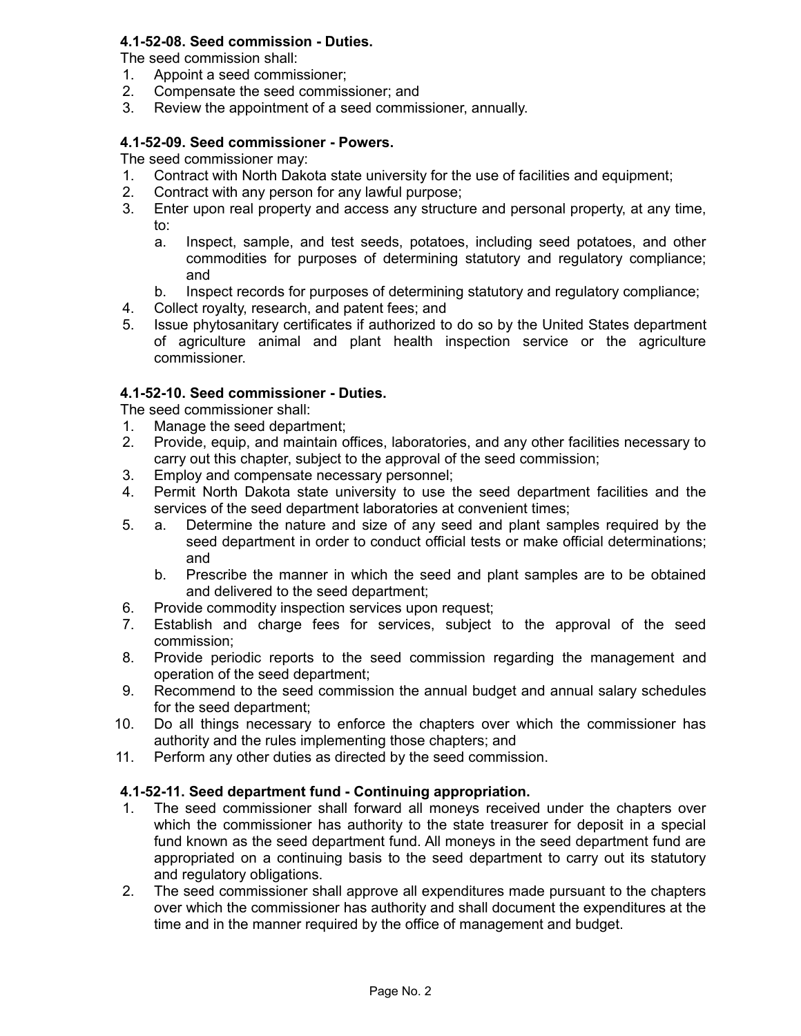**4.1-52-08. Seed commission - Duties.**

The seed commission shall:

1. Appoint a seed commissioner;
2. Compensate the seed commissioner; and
3. Review the appointment of a seed commissioner, annually.

**4.1-52-09. Seed commissioner - Powers.**

The seed commissioner may:

1. Contract with North Dakota state university for the use of facilities and equipment;
2. Contract with any person for any lawful purpose;
3. Enter upon real property and access any structure and personal property, at any time, to:
   a. Inspect, sample, and test seeds, potatoes, including seed potatoes, and other commodities for purposes of determining statutory and regulatory compliance; and
   b. Inspect records for purposes of determining statutory and regulatory compliance;
4. Collect royalty, research, and patent fees; and
5. Issue phytosanitary certificates if authorized to do so by the United States department of agriculture animal and plant health inspection service or the agriculture commissioner.

**4.1-52-10. Seed commissioner - Duties.**

The seed commissioner shall:

1. Manage the seed department;
2. Provide, equip, and maintain offices, laboratories, and any other facilities necessary to carry out this chapter, subject to the approval of the seed commission;
3. Employ and compensate necessary personnel;
4. Permit North Dakota state university to use the seed department facilities and the services of the seed department laboratories at convenient times;
5. a. Determine the nature and size of any seed and plant samples required by the seed department in order to conduct official tests or make official determinations; and
   b. Prescribe the manner in which the seed and plant samples are to be obtained and delivered to the seed department;
6. Provide commodity inspection services upon request;
7. Establish and charge fees for services, subject to the approval of the seed commission;
8. Provide periodic reports to the seed commission regarding the management and operation of the seed department;
9. Recommend to the seed commission the annual budget and annual salary schedules for the seed department;
10. Do all things necessary to enforce the chapters over which the commissioner has authority and the rules implementing those chapters; and
11. Perform any other duties as directed by the seed commission.

**4.1-52-11. Seed department fund - Continuing appropriation.**

1. The seed commissioner shall forward all moneys received under the chapters over which the commissioner has authority to the state treasurer for deposit in a special fund known as the seed department fund. All moneys in the seed department fund are appropriated on a continuing basis to the seed department to carry out its statutory and regulatory obligations.
2. The seed commissioner shall approve all expenditures made pursuant to the chapters over which the commissioner has authority and shall document the expenditures at the time and in the manner required by the office of management and budget.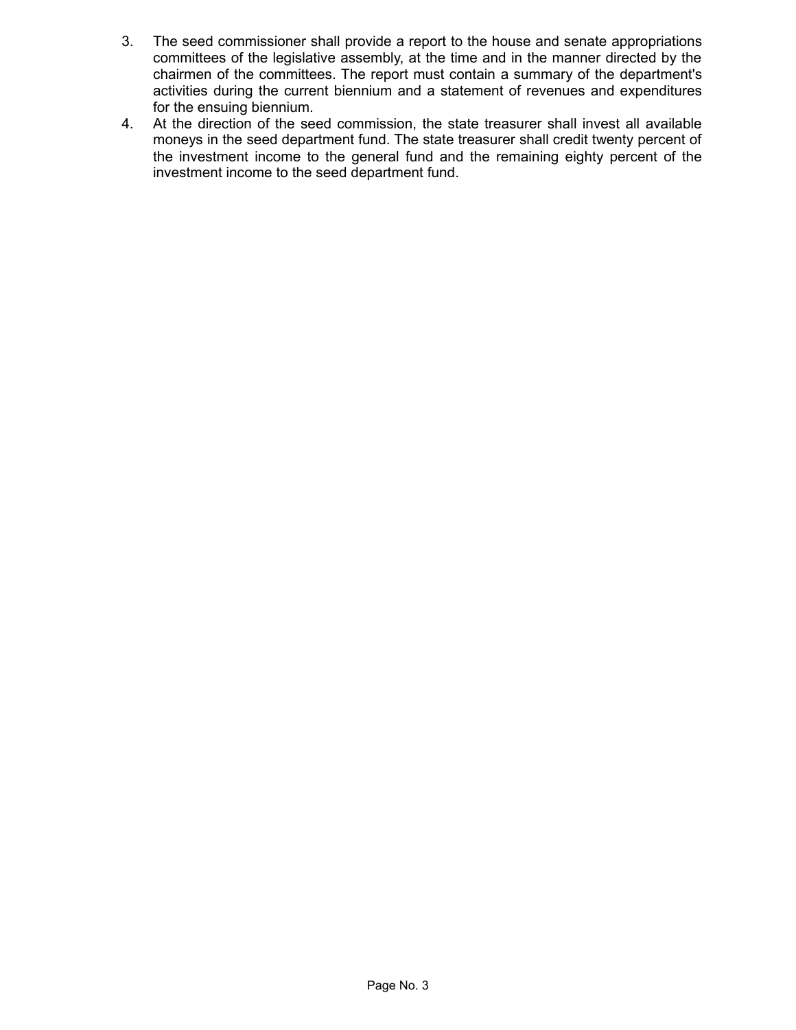3. The seed commissioner shall provide a report to the house and senate appropriations committees of the legislative assembly, at the time and in the manner directed by the chairmen of the committees. The report must contain a summary of the department's activities during the current biennium and a statement of revenues and expenditures for the ensuing biennium.
4. At the direction of the seed commission, the state treasurer shall invest all available moneys in the seed department fund. The state treasurer shall credit twenty percent of the investment income to the general fund and the remaining eighty percent of the investment income to the seed department fund.